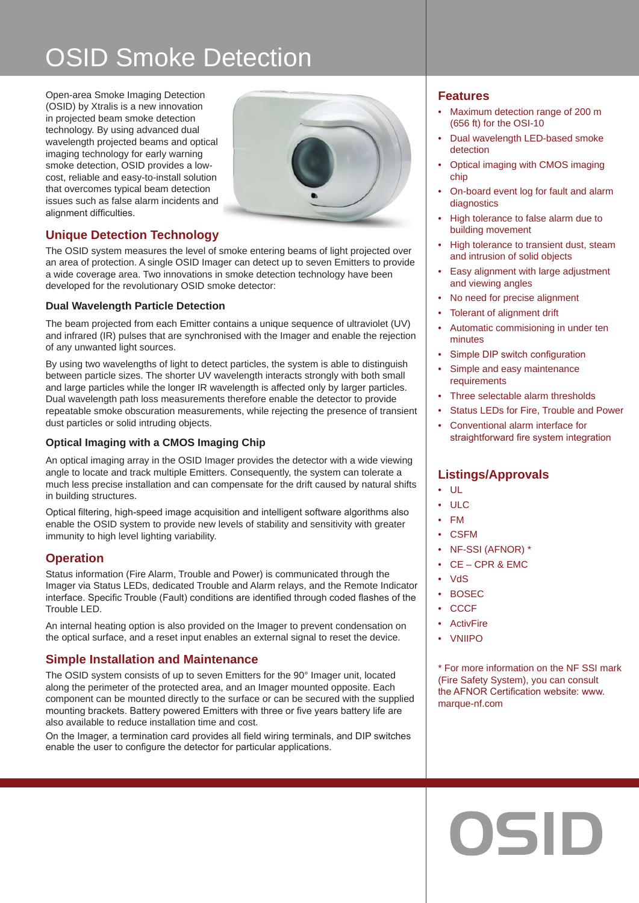# OSID Smoke Detection

Open-area Smoke Imaging Detection (OSID) by Xtralis is a new innovation in projected beam smoke detection technology. By using advanced dual wavelength projected beams and optical imaging technology for early warning smoke detection, OSID provides a low-cost, reliable and easy-to-install solution that overcomes typical beam detection issues such as false alarm incidents and alignment difficulties.

## Unique Detection Technology

The OSID system measures the level of smoke entering beams of light projected over an area of protection. A single OSID Imager can detect up to seven Emitters to provide a wide coverage area. Two innovations in smoke detection technology have been developed for the revolutionary OSID smoke detector:

### Dual Wavelength Particle Detection

The beam projected from each Emitter contains a unique sequence of ultraviolet (UV) and infrared (IR) pulses that are synchronised with the Imager and enable the rejection of any unwanted light sources.

By using two wavelengths of light to detect particles, the system is able to distinguish between particle sizes. The shorter UV wavelength interacts strongly with both small and large particles while the longer IR wavelength is affected only by larger particles. Dual wavelength path loss measurements therefore enable the detector to provide repeatable smoke obscuration measurements, while rejecting the presence of transient dust particles or solid intruding objects.

### Optical Imaging with a CMOS Imaging Chip

An optical imaging array in the OSID Imager provides the detector with a wide viewing angle to locate and track multiple Emitters. Consequently, the system can tolerate a much less precise installation and can compensate for the drift caused by natural shifts in building structures.

Optical filtering, high-speed image acquisition and intelligent software algorithms also enable the OSID system to provide new levels of stability and sensitivity with greater immunity to high level lighting variability.

## Operation

Status information (Fire Alarm, Trouble and Power) is communicated through the Imager via Status LEDs, dedicated Trouble and Alarm relays, and the Remote Indicator interface. Specific Trouble (Fault) conditions are identified through coded flashes of the Trouble LED.

An internal heating option is also provided on the Imager to prevent condensation on the optical surface, and a reset input enables an external signal to reset the device.

## Simple Installation and Maintenance

The OSID system consists of up to seven Emitters for the 90° Imager unit, located along the perimeter of the protected area, and an Imager mounted opposite. Each component can be mounted directly to the surface or can be secured with the supplied mounting brackets. Battery powered Emitters with three or five years battery life are also available to reduce installation time and cost.

On the Imager, a termination card provides all field wiring terminals, and DIP switches enable the user to configure the detector for particular applications.

## Features

- Maximum detection range of 200 m (656 ft) for the OSI-10
- Dual wavelength LED-based smoke detection
- Optical imaging with CMOS imaging chip
- On-board event log for fault and alarm diagnostics
- High tolerance to false alarm due to building movement
- High tolerance to transient dust, steam and intrusion of solid objects
- Easy alignment with large adjustment and viewing angles
- No need for precise alignment
- Tolerant of alignment drift
- Automatic commisioning in under ten minutes
- Simple DIP switch configuration
- Simple and easy maintenance requirements
- Three selectable alarm thresholds
- Status LEDs for Fire, Trouble and Power
- Conventional alarm interface for straightforward fire system integration

## Listings/Approvals

- UL
- ULC
- FM
- CSFM
- NF-SSI (AFNOR) *
- CE – CPR & EMC
- VdS
- BOSEC
- CCCF
- ActivFire
- VNIIPO

* For more information on the NF SSI mark (Fire Safety System), you can consult the AFNOR Certification website: www.marque-nf.com

OSID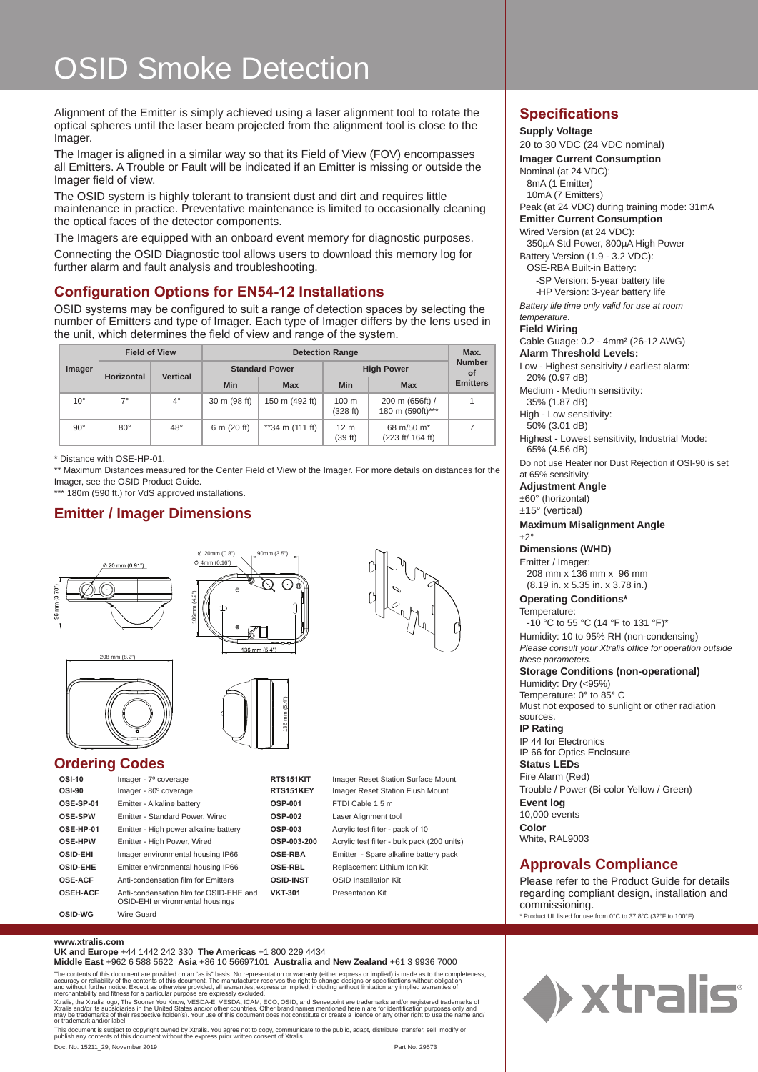# OSID Smoke Detection

Alignment of the Emitter is simply achieved using a laser alignment tool to rotate the optical spheres until the laser beam projected from the alignment tool is close to the Imager.

The Imager is aligned in a similar way so that its Field of View (FOV) encompasses all Emitters. A Trouble or Fault will be indicated if an Emitter is missing or outside the Imager field of view.

The OSID system is highly tolerant to transient dust and dirt and requires little maintenance in practice. Preventative maintenance is limited to occasionally cleaning the optical faces of the detector components.

The Imagers are equipped with an onboard event memory for diagnostic purposes.

Connecting the OSID Diagnostic tool allows users to download this memory log for further alarm and fault analysis and troubleshooting.

## Configuration Options for EN54-12 Installations

OSID systems may be configured to suit a range of detection spaces by selecting the number of Emitters and type of Imager. Each type of Imager differs by the lens used in the unit, which determines the field of view and range of the system.

| Imager | Field of View | | Detection Range | | | | Max. Number of Emitters |
|---|---|---|---|---|---|---|---|
| | | | Standard Power | | High Power | | |
| | Horizontal | Vertical | Min | Max | Min | Max | |
| 10° | 7° | 4° | 30 m (98 ft) | 150 m (492 ft) | 100 m (328 ft) | 200 m (656ft) / 180 m (590ft)*** | 1 |
| 90° | 80° | 48° | 6 m (20 ft) | **34 m (111 ft) | 12 m (39 ft) | 68 m/50 m* (223 ft/ 164 ft) | 7 |

\* Distance with OSE-HP-01.

** Maximum Distances measured for the Center Field of View of the Imager. For more details on distances for the Imager, see the OSID Product Guide.

*** 180m (590 ft.) for VdS approved installations.

## Emitter / Imager Dimensions

Ø 20 mm (0.81")
95 mm (3.78")
208 mm (8.2")
Ø 20mm (0.8")
Ø 4mm (0.16")
90mm (3.5")
106mm (4.2")
136 mm (5.4")
136 mm (5.4")

## Ordering Codes

| | | | |
|---|---|---|---|
| **OSI-10** | Imager - 7º coverage | **RTS151KIT** | Imager Reset Station Surface Mount |
| **OSI-90** | Imager - 80º coverage | **RTS151KEY** | Imager Reset Station Flush Mount |
| **OSE-SP-01** | Emitter - Alkaline battery | **OSP-001** | FTDI Cable 1.5 m |
| **OSE-SPW** | Emitter - Standard Power, Wired | **OSP-002** | Laser Alignment tool |
| **OSE-HP-01** | Emitter - High power alkaline battery | **OSP-003** | Acrylic test filter - pack of 10 |
| **OSE-HPW** | Emitter - High Power, Wired | **OSP-003-200** | Acrylic test filter - bulk pack (200 units) |
| **OSID-EHI** | Imager environmental housing IP66 | **OSE-RBA** | Emitter - Spare alkaline battery pack |
| **OSID-EHE** | Emitter environmental housing IP66 | **OSE-RBL** | Replacement Lithium Ion Kit |
| **OSE-ACF** | Anti-condensation film for Emitters | **OSID-INST** | OSID Installation Kit |
| **OSEH-ACF** | Anti-condensation film for OSID-EHE and OSID-EHI environmental housings | **VKT-301** | Presentation Kit |
| **OSID-WG** | Wire Guard | | |

## Specifications

**Supply Voltage**
20 to 30 VDC (24 VDC nominal)

**Imager Current Consumption**
Nominal (at 24 VDC):
8mA (1 Emitter)
10mA (7 Emitters)
Peak (at 24 VDC) during training mode: 31mA

**Emitter Current Consumption**
Wired Version (at 24 VDC):
350µA Std Power, 800µA High Power
Battery Version (1.9 - 3.2 VDC):
OSE-RBA Built-in Battery:
-SP Version: 5-year battery life
-HP Version: 3-year battery life

*Battery life time only valid for use at room temperature.*

**Field Wiring**
Cable Guage: 0.2 - 4mm² (26-12 AWG)

**Alarm Threshold Levels:**
Low - Highest sensitivity / earliest alarm: 20% (0.97 dB)
Medium - Medium sensitivity: 35% (1.87 dB)
High - Low sensitivity: 50% (3.01 dB)
Highest - Lowest sensitivity, Industrial Mode: 65% (4.56 dB)

Do not use Heater nor Dust Rejection if OSI-90 is set at 65% sensitivity.

**Adjustment Angle**
±60° (horizontal)
±15° (vertical)

**Maximum Misalignment Angle**
±2°

**Dimensions (WHD)**
Emitter / Imager:
208 mm x 136 mm x 96 mm
(8.19 in. x 5.35 in. x 3.78 in.)

**Operating Conditions***
Temperature:
-10 °C to 55 °C (14 °F to 131 °F)*
Humidity: 10 to 95% RH (non-condensing)
*Please consult your Xtralis office for operation outside these parameters.*

**Storage Conditions (non-operational)**
Humidity: Dry (<95%)
Temperature: 0° to 85° C
Must not exposed to sunlight or other radiation sources.

**IP Rating**
IP 44 for Electronics
IP 66 for Optics Enclosure

**Status LEDs**
Fire Alarm (Red)
Trouble / Power (Bi-color Yellow / Green)

**Event log**
10,000 events

**Color**
White, RAL9003

## Approvals Compliance

Please refer to the Product Guide for details regarding compliant design, installation and commissioning.

\* Product UL listed for use from 0°C to 37.8°C (32°F to 100°F)

**www.xtralis.com**
**UK and Europe** +44 1442 242 330 **The Americas** +1 800 229 4434
**Middle East** +962 6 588 5622 **Asia** +86 10 56697101 **Australia and New Zealand** +61 3 9936 7000

The contents of this document are provided on an "as is" basis. No representation or warranty (either express or implied) is made as to the completeness, accuracy or reliability of the contents of this document. The manufacturer reserves the right to change designs or specifications without obligation and without further notice. Except as otherwise provided, all warranties, express or implied, including without limitation any implied warranties of merchantability and fitness for a particular purpose are expressly excluded.

Xtralis, the Xtralis logo, The Sooner You Know, VESDA-E, VESDA, ICAM, ECO, OSID, and Sensepoint are trademarks and/or registered trademarks of Xtralis and/or its subsidiaries in the United States and/or other countries. Other brand names mentioned herein are for identification purposes only and may be trademarks of their respective holder(s). Your use of this document does not constitute or create a licence or any other right to use the name and/or trademark and/or label.

This document is subject to copyright owned by Xtralis. You agree not to copy, communicate to the public, adapt, distribute, transfer, sell, modify or publish any contents of this document without the express prior written consent of Xtralis.

Doc. No. 15211_29, November 2019 Part No. 29573